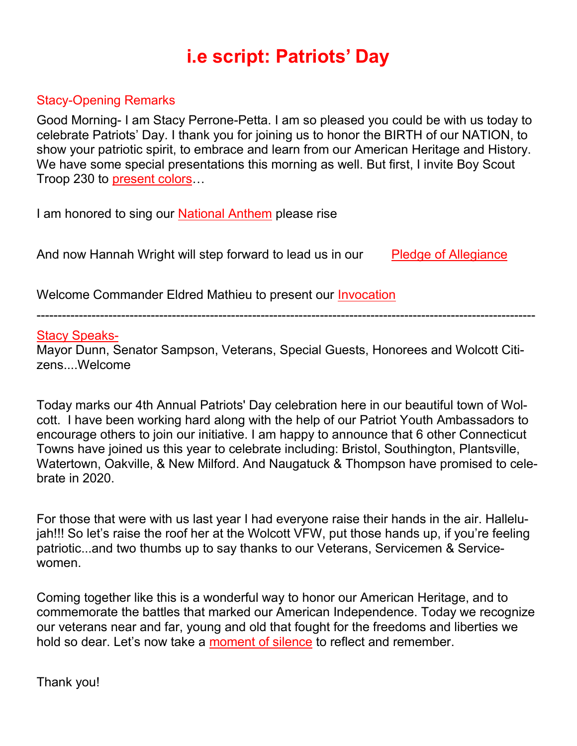# i.e script: Patriots' Day

Stacy-Opening Remarks

Good Morning- I am Stacy Perrone-Petta. I am so pleased you could be with us today to celebrate Patriots' Day. I thank you for joining us to honor the BIRTH of our NATION, to show your patriotic spirit, to embrace and learn from our American Heritage and History. We have some special presentations this morning as well. But first, I invite Boy Scout Troop 230 to present colors…

I am honored to sing our National Anthem please rise

And now Hannah Wright will step forward to lead us in our Pledge of Allegiance

Welcome Commander Eldred Mathieu to present our Invocation

---

Stacy Speaks-

Mayor Dunn, Senator Sampson, Veterans, Special Guests, Honorees and Wolcott Citizens....Welcome

Today marks our 4th Annual Patriots' Day celebration here in our beautiful town of Wolcott. I have been working hard along with the help of our Patriot Youth Ambassadors to encourage others to join our initiative. I am happy to announce that 6 other Connecticut Towns have joined us this year to celebrate including: Bristol, Southington, Plantsville, Watertown, Oakville, & New Milford. And Naugatuck & Thompson have promised to celebrate in 2020.

For those that were with us last year I had everyone raise their hands in the air. Hallelujah!!! So let's raise the roof her at the Wolcott VFW, put those hands up, if you're feeling patriotic...and two thumbs up to say thanks to our Veterans, Servicemen & Servicewomen.

Coming together like this is a wonderful way to honor our American Heritage, and to commemorate the battles that marked our American Independence. Today we recognize our veterans near and far, young and old that fought for the freedoms and liberties we hold so dear. Let's now take a moment of silence to reflect and remember.

Thank you!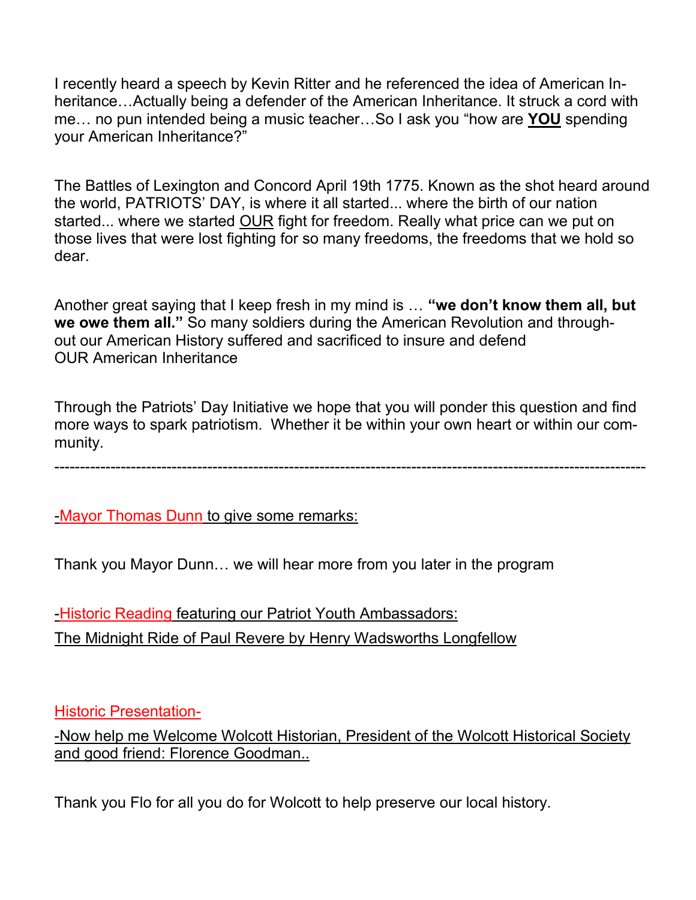I recently heard a speech by Kevin Ritter and he referenced the idea of American Inheritance…Actually being a defender of the American Inheritance. It struck a cord with me… no pun intended being a music teacher…So I ask you "how are **YOU** spending your American Inheritance?"

The Battles of Lexington and Concord April 19th 1775. Known as the shot heard around the world, PATRIOTS' DAY, is where it all started... where the birth of our nation started... where we started OUR fight for freedom. Really what price can we put on those lives that were lost fighting for so many freedoms, the freedoms that we hold so dear.

Another great saying that I keep fresh in my mind is … **"we don't know them all, but we owe them all."** So many soldiers during the American Revolution and throughout our American History suffered and sacrificed to insure and defend OUR American Inheritance

Through the Patriots' Day Initiative we hope that you will ponder this question and find more ways to spark patriotism. Whether it be within your own heart or within our community.

---

-Mayor Thomas Dunn to give some remarks:

Thank you Mayor Dunn… we will hear more from you later in the program

-Historic Reading featuring our Patriot Youth Ambassadors:

The Midnight Ride of Paul Revere by Henry Wadsworths Longfellow

Historic Presentation-

-Now help me Welcome Wolcott Historian, President of the Wolcott Historical Society and good friend: Florence Goodman..

Thank you Flo for all you do for Wolcott to help preserve our local history.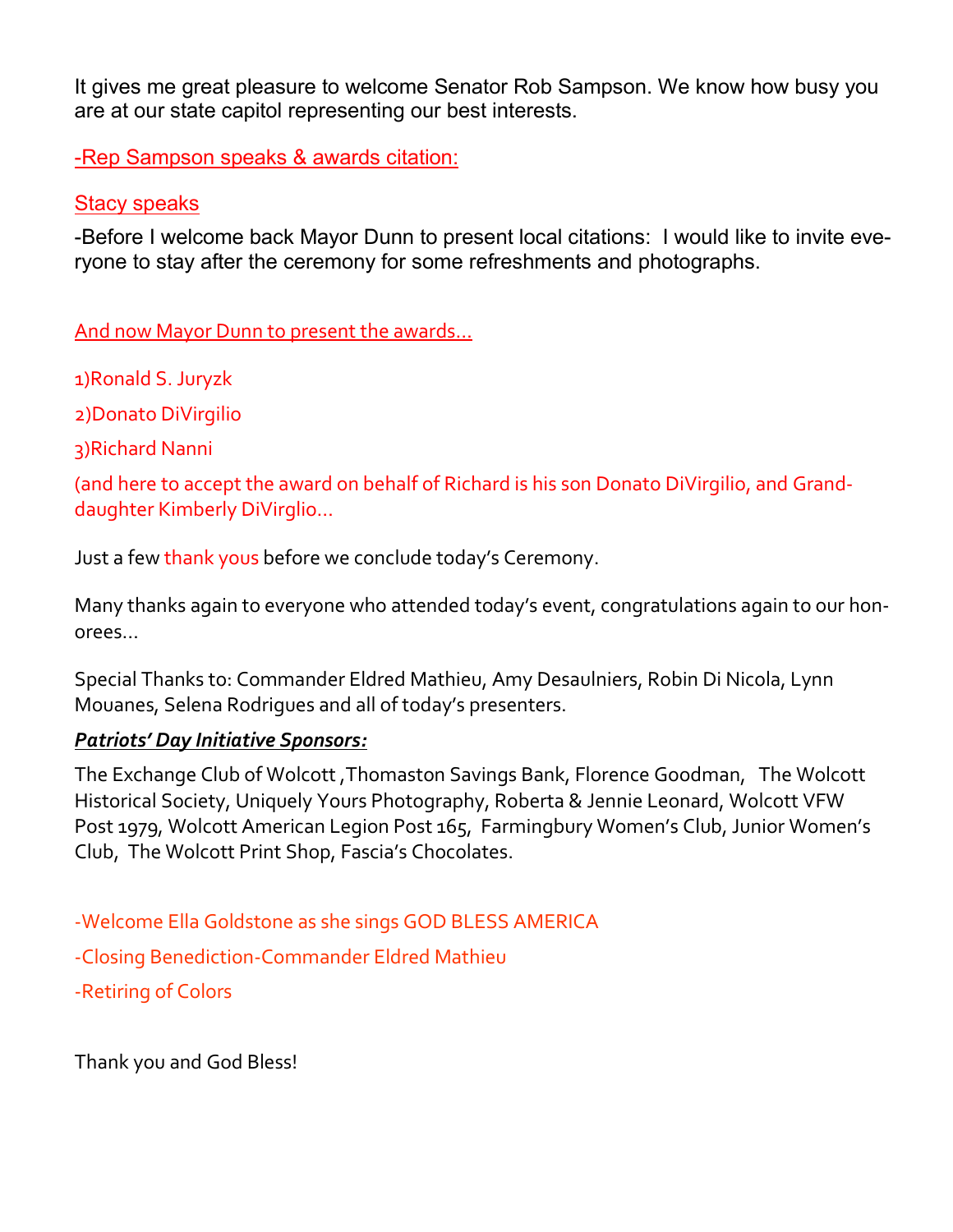It gives me great pleasure to welcome Senator Rob Sampson. We know how busy you are at our state capitol representing our best interests.

-Rep Sampson speaks & awards citation:

Stacy speaks

-Before I welcome back Mayor Dunn to present local citations: I would like to invite everyone to stay after the ceremony for some refreshments and photographs.

And now Mayor Dunn to present the awards…

1)Ronald S. Juryzk

2)Donato DiVirgilio

3)Richard Nanni

(and here to accept the award on behalf of Richard is his son Donato DiVirgilio, and Granddaughter Kimberly DiVirglio…

Just a few thank yous before we conclude today's Ceremony.

Many thanks again to everyone who attended today's event, congratulations again to our honorees…

Special Thanks to: Commander Eldred Mathieu, Amy Desaulniers, Robin Di Nicola, Lynn Mouanes, Selena Rodrigues and all of today's presenters.

***Patriots' Day Initiative Sponsors:***

The Exchange Club of Wolcott ,Thomaston Savings Bank, Florence Goodman, The Wolcott Historical Society, Uniquely Yours Photography, Roberta & Jennie Leonard, Wolcott VFW Post 1979, Wolcott American Legion Post 165, Farmingbury Women's Club, Junior Women's Club, The Wolcott Print Shop, Fascia's Chocolates.

-Welcome Ella Goldstone as she sings GOD BLESS AMERICA

-Closing Benediction-Commander Eldred Mathieu

-Retiring of Colors

Thank you and God Bless!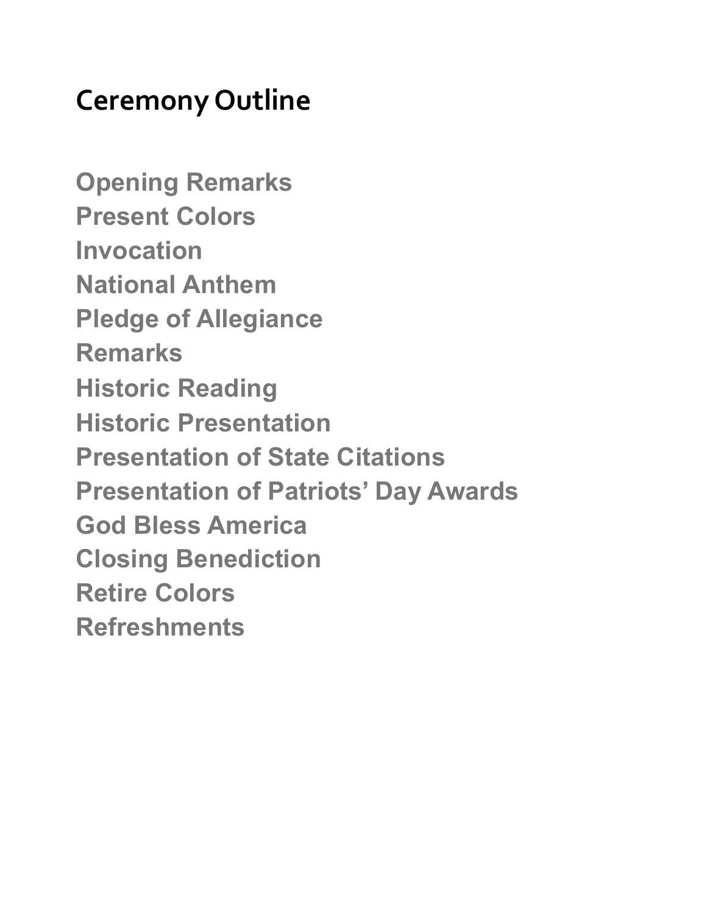## Ceremony Outline

**Opening Remarks**
**Present Colors**
**Invocation**
**National Anthem**
**Pledge of Allegiance**
**Remarks**
**Historic Reading**
**Historic Presentation**
**Presentation of State Citations**
**Presentation of Patriots' Day Awards**
**God Bless America**
**Closing Benediction**
**Retire Colors**
**Refreshments**